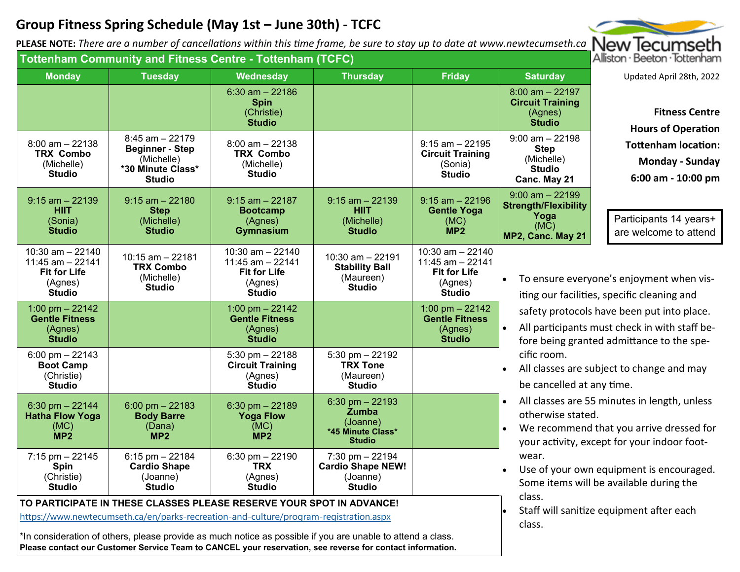# Group Fitness Spring Schedule (May 1st – June 30th) - TCFC

**PLEASE NOTE:** *There are a number of cancellations within this time frame, be sure to stay up to date at www.newtecumseth.ca*

New Tecumseth
Alliston · Beeton · Tottenham

Updated April 28th, 2022

## Tottenham Community and Fitness Centre - Tottenham (TCFC)

| Monday | Tuesday | Wednesday | Thursday | Friday | Saturday |
|---|---|---|---|---|---|
| | | 6:30 am – 22186 **Spin** (Christie) **Studio** | | | 8:00 am – 22197 **Circuit Training** (Agnes) **Studio** |
| 8:00 am – 22138 **TRX Combo** (Michelle) **Studio** | 8:45 am – 22179 **Beginner - Step** (Michelle) **\*30 Minute Class\*** **Studio** | 8:00 am – 22138 **TRX Combo** (Michelle) **Studio** | | 9:15 am – 22195 **Circuit Training** (Sonia) **Studio** | 9:00 am – 22198 **Step** (Michelle) **Studio** **Canc. May 21** |
| 9:15 am – 22139 **HIIT** (Sonia) **Studio** | 9:15 am – 22180 **Step** (Michelle) **Studio** | 9:15 am – 22187 **Bootcamp** (Agnes) **Gymnasium** | 9:15 am – 22139 **HIIT** (Michelle) **Studio** | 9:15 am – 22196 **Gentle Yoga** (MC) **MP2** | 9:00 am – 22199 **Strength/Flexibility Yoga** (MC) **MP2, Canc. May 21** |
| 10:30 am – 22140 11:45 am – 22141 **Fit for Life** (Agnes) **Studio** | 10:15 am – 22181 **TRX Combo** (Michelle) **Studio** | 10:30 am – 22140 11:45 am – 22141 **Fit for Life** (Agnes) **Studio** | 10:30 am – 22191 **Stability Ball** (Maureen) **Studio** | 10:30 am – 22140 11:45 am – 22141 **Fit for Life** (Agnes) **Studio** | |
| 1:00 pm – 22142 **Gentle Fitness** (Agnes) **Studio** | | 1:00 pm – 22142 **Gentle Fitness** (Agnes) **Studio** | | 1:00 pm – 22142 **Gentle Fitness** (Agnes) **Studio** | |
| 6:00 pm – 22143 **Boot Camp** (Christie) **Studio** | | 5:30 pm – 22188 **Circuit Training** (Agnes) **Studio** | 5:30 pm – 22192 **TRX Tone** (Maureen) **Studio** | | |
| 6:30 pm – 22144 **Hatha Flow Yoga** (MC) **MP2** | 6:00 pm – 22183 **Body Barre** (Dana) **MP2** | 6:30 pm – 22189 **Yoga Flow** (MC) **MP2** | 6:30 pm – 22193 **Zumba** (Joanne) **\*45 Minute Class\*** **Studio** | | |
| 7:15 pm – 22145 **Spin** (Christie) **Studio** | 6:15 pm – 22184 **Cardio Shape** (Joanne) **Studio** | 6:30 pm – 22190 **TRX** (Agnes) **Studio** | 7:30 pm – 22194 **Cardio Shape NEW!** (Joanne) **Studio** | | |

**TO PARTICIPATE IN THESE CLASSES PLEASE RESERVE YOUR SPOT IN ADVANCE!**

https://www.newtecumseth.ca/en/parks-recreation-and-culture/program-registration.aspx

*In consideration of others, please provide as much notice as possible if you are unable to attend a class.
**Please contact our Customer Service Team to CANCEL your reservation, see reverse for contact information.**

**Fitness Centre Hours of Operation Tottenham location:**
**Monday - Sunday**
**6:00 am - 10:00 pm**

Participants 14 years+ are welcome to attend

- To ensure everyone's enjoyment when visiting our facilities, specific cleaning and safety protocols have been put into place.
- All participants must check in with staff before being granted admittance to the specific room.
- All classes are subject to change and may be cancelled at any time.
- All classes are 55 minutes in length, unless otherwise stated.
- We recommend that you arrive dressed for your activity, except for your indoor footwear.
- Use of your own equipment is encouraged. Some items will be available during the class.
- Staff will sanitize equipment after each class.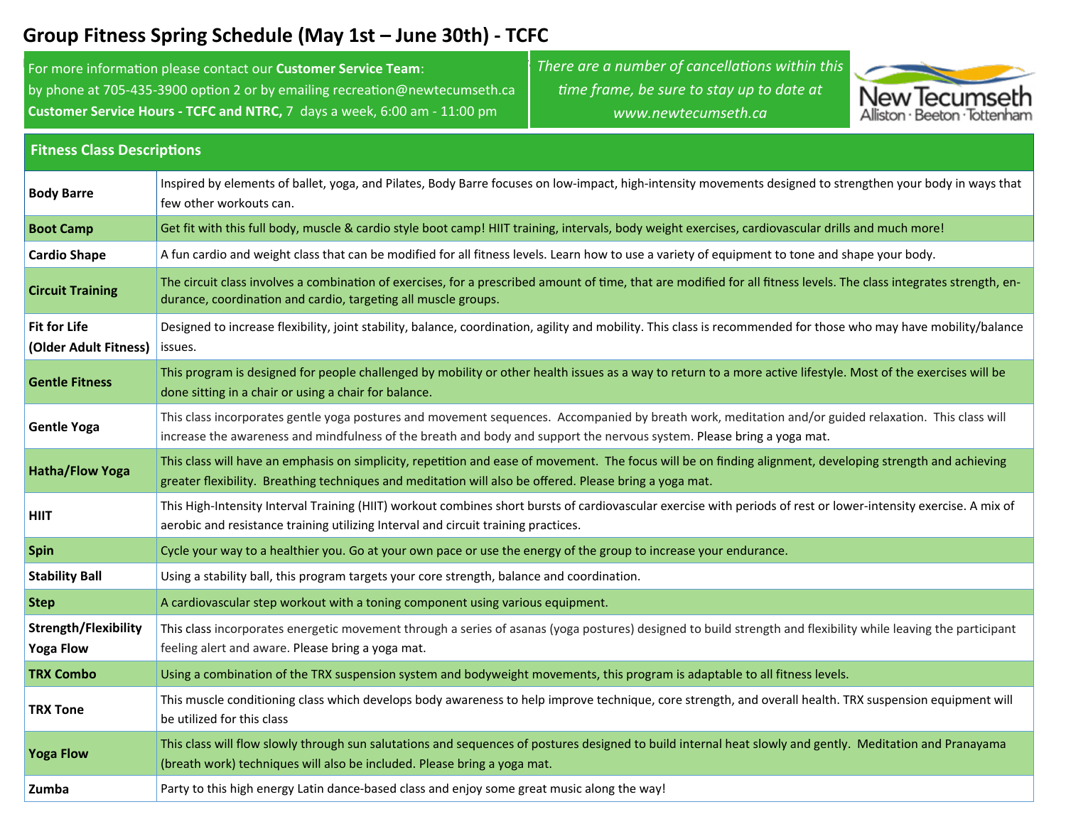# Group Fitness Spring Schedule (May 1st – June 30th) - TCFC

For more information please contact our **Customer Service Team**:
by phone at 705-435-3900 option 2 or by emailing recreation@newtecumseth.ca
**Customer Service Hours - TCFC and NTRC,** 7 days a week, 6:00 am - 11:00 pm

*There are a number of cancellations within this time frame, be sure to stay up to date at www.newtecumseth.ca*

New Tecumseth
Alliston · Beeton · Tottenham

| Fitness Class Descriptions | |
|---|---|
| **Body Barre** | Inspired by elements of ballet, yoga, and Pilates, Body Barre focuses on low-impact, high-intensity movements designed to strengthen your body in ways that few other workouts can. |
| **Boot Camp** | Get fit with this full body, muscle & cardio style boot camp! HIIT training, intervals, body weight exercises, cardiovascular drills and much more! |
| **Cardio Shape** | A fun cardio and weight class that can be modified for all fitness levels. Learn how to use a variety of equipment to tone and shape your body. |
| **Circuit Training** | The circuit class involves a combination of exercises, for a prescribed amount of time, that are modified for all fitness levels. The class integrates strength, endurance, coordination and cardio, targeting all muscle groups. |
| **Fit for Life (Older Adult Fitness)** | Designed to increase flexibility, joint stability, balance, coordination, agility and mobility. This class is recommended for those who may have mobility/balance issues. |
| **Gentle Fitness** | This program is designed for people challenged by mobility or other health issues as a way to return to a more active lifestyle. Most of the exercises will be done sitting in a chair or using a chair for balance. |
| **Gentle Yoga** | This class incorporates gentle yoga postures and movement sequences. Accompanied by breath work, meditation and/or guided relaxation. This class will increase the awareness and mindfulness of the breath and body and support the nervous system. Please bring a yoga mat. |
| **Hatha/Flow Yoga** | This class will have an emphasis on simplicity, repetition and ease of movement. The focus will be on finding alignment, developing strength and achieving greater flexibility. Breathing techniques and meditation will also be offered. Please bring a yoga mat. |
| **HIIT** | This High-Intensity Interval Training (HIIT) workout combines short bursts of cardiovascular exercise with periods of rest or lower-intensity exercise. A mix of aerobic and resistance training utilizing Interval and circuit training practices. |
| **Spin** | Cycle your way to a healthier you. Go at your own pace or use the energy of the group to increase your endurance. |
| **Stability Ball** | Using a stability ball, this program targets your core strength, balance and coordination. |
| **Step** | A cardiovascular step workout with a toning component using various equipment. |
| **Strength/Flexibility Yoga Flow** | This class incorporates energetic movement through a series of asanas (yoga postures) designed to build strength and flexibility while leaving the participant feeling alert and aware. Please bring a yoga mat. |
| **TRX Combo** | Using a combination of the TRX suspension system and bodyweight movements, this program is adaptable to all fitness levels. |
| **TRX Tone** | This muscle conditioning class which develops body awareness to help improve technique, core strength, and overall health. TRX suspension equipment will be utilized for this class |
| **Yoga Flow** | This class will flow slowly through sun salutations and sequences of postures designed to build internal heat slowly and gently. Meditation and Pranayama (breath work) techniques will also be included. Please bring a yoga mat. |
| **Zumba** | Party to this high energy Latin dance-based class and enjoy some great music along the way! |